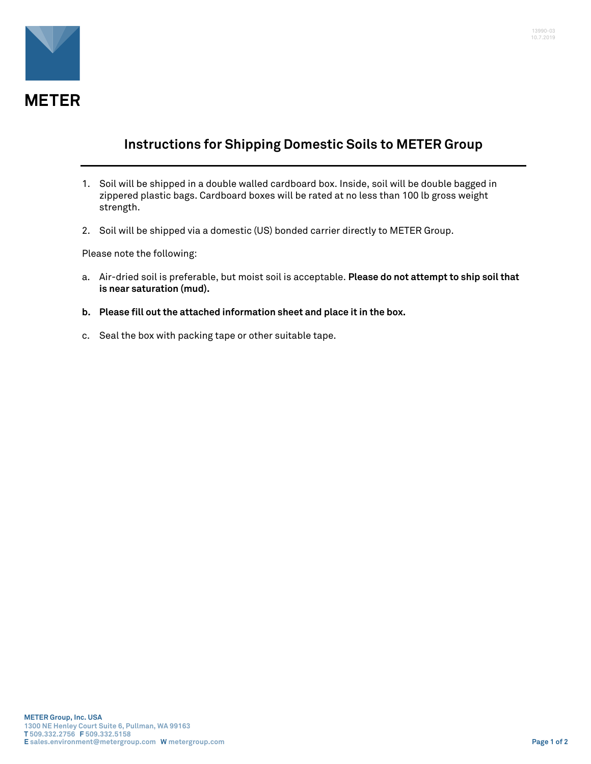METER

13990-03
10.7.2019

# Instructions for Shipping Domestic Soils to METER Group

1. Soil will be shipped in a double walled cardboard box. Inside, soil will be double bagged in zippered plastic bags. Cardboard boxes will be rated at no less than 100 lb gross weight strength.

2. Soil will be shipped via a domestic (US) bonded carrier directly to METER Group.

Please note the following:

a. Air-dried soil is preferable, but moist soil is acceptable. **Please do not attempt to ship soil that is near saturation (mud).**

**b. Please fill out the attached information sheet and place it in the box.**

c. Seal the box with packing tape or other suitable tape.

**METER Group, Inc. USA**
1300 NE Henley Court Suite 6, Pullman, WA 99163
**T** 509.332.2756 **F** 509.332.5158
**E** sales.environment@metergroup.com **W** metergroup.com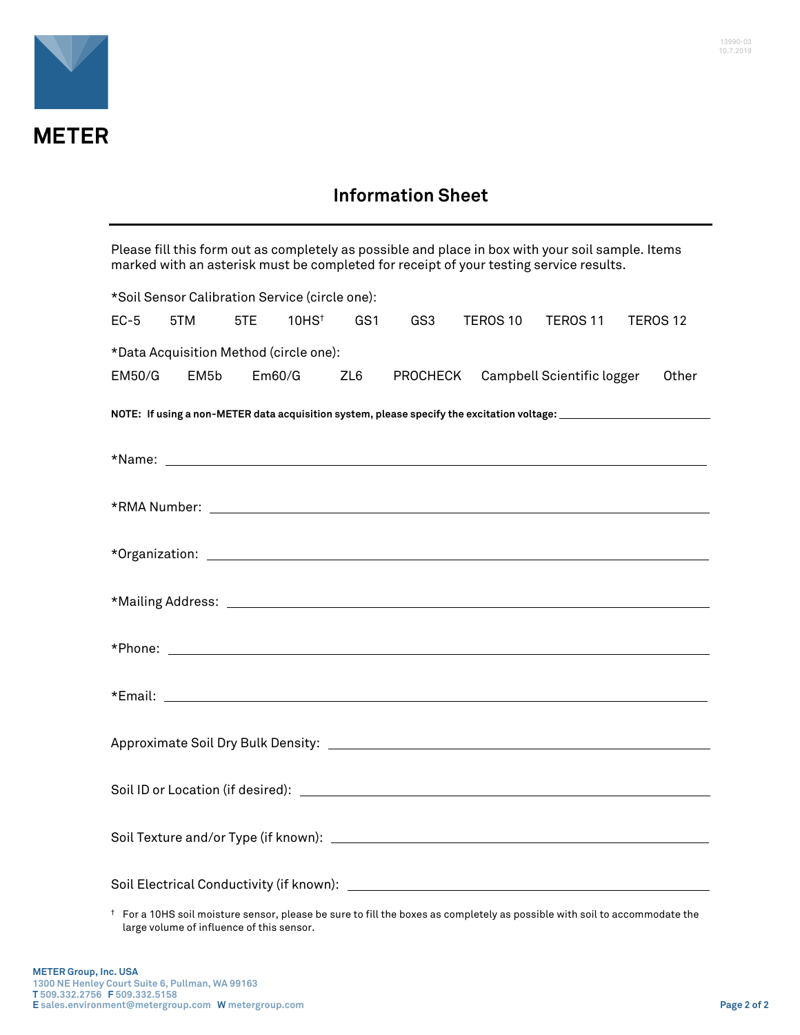METER

# Information Sheet

Please fill this form out as completely as possible and place in box with your soil sample. Items marked with an asterisk must be completed for receipt of your testing service results.

*Soil Sensor Calibration Service (circle one):

EC-5 5TM 5TE 10HS[†] GS1 GS3 TEROS 10 TEROS 11 TEROS 12

*Data Acquisition Method (circle one):

EM50/G EM5b Em60/G ZL6 PROCHECK Campbell Scientific logger Other

**NOTE: If using a non-METER data acquisition system, please specify the excitation voltage:** ______________________

*Name: ______________________________________________

*RMA Number: ______________________________________________

*Organization: ______________________________________________

*Mailing Address: ______________________________________________

*Phone: ______________________________________________

*Email: ______________________________________________

Approximate Soil Dry Bulk Density: ______________________________________________

Soil ID or Location (if desired): ______________________________________________

Soil Texture and/or Type (if known): ______________________________________________

Soil Electrical Conductivity (if known): ______________________________________________

[†] For a 10HS soil moisture sensor, please be sure to fill the boxes as completely as possible with soil to accommodate the large volume of influence of this sensor.

**METER Group, Inc. USA**
1300 NE Henley Court Suite 6, Pullman, WA 99163
**T** 509.332.2756 **F** 509.332.5158
**E** sales.environment@metergroup.com **W** metergroup.com